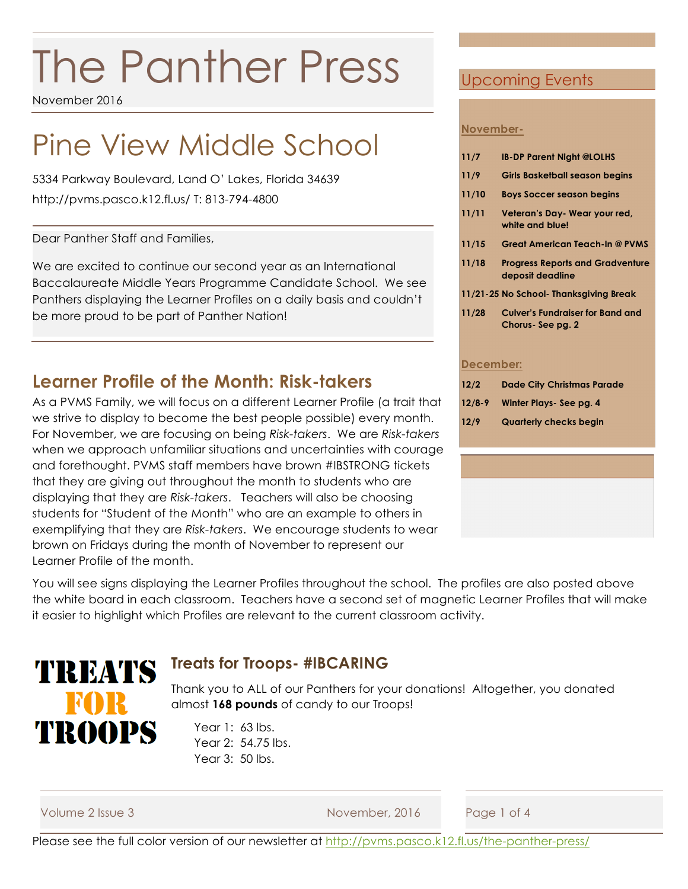# The Panther Press

November 2016

# Pine View Middle School

5334 Parkway Boulevard, Land O' Lakes, Florida 34639

http://pvms.pasco.k12.fl.us/ T: 813-794-4800

Dear Panther Staff and Families,

We are excited to continue our second year as an International Baccalaureate Middle Years Programme Candidate School. We see Panthers displaying the Learner Profiles on a daily basis and couldn't be more proud to be part of Panther Nation!

## Learner Profile of the Month: Risk-takers

As a PVMS Family, we will focus on a different Learner Profile (a trait that we strive to display to become the best people possible) every month. For November, we are focusing on being *Risk-takers*. We are *Risk-takers* when we approach unfamiliar situations and uncertainties with courage and forethought. PVMS staff members have brown #IBSTRONG tickets that they are giving out throughout the month to students who are displaying that they are *Risk-takers*. Teachers will also be choosing students for "Student of the Month" who are an example to others in exemplifying that they are *Risk-takers*. We encourage students to wear brown on Fridays during the month of November to represent our Learner Profile of the month.

You will see signs displaying the Learner Profiles throughout the school. The profiles are also posted above the white board in each classroom. Teachers have a second set of magnetic Learner Profiles that will make it easier to highlight which Profiles are relevant to the current classroom activity.

## Upcoming Events

**November-**

| | |
|---|---|
| **11/7** | **IB-DP Parent Night @LOLHS** |
| **11/9** | **Girls Basketball season begins** |
| **11/10** | **Boys Soccer season begins** |
| **11/11** | **Veteran's Day- Wear your red, white and blue!** |
| **11/15** | **Great American Teach-In @ PVMS** |
| **11/18** | **Progress Reports and Gradventure deposit deadline** |
| **11/21-25** | **No School- Thanksgiving Break** |
| **11/28** | **Culver's Fundraiser for Band and Chorus- See pg. 2** |

**December:**

| | |
|---|---|
| **12/2** | **Dade City Christmas Parade** |
| **12/8-9** | **Winter Plays- See pg. 4** |
| **12/9** | **Quarterly checks begin** |

TREATS FOR TROOPS

## Treats for Troops- #IBCARING

Thank you to ALL of our Panthers for your donations! Altogether, you donated almost **168 pounds** of candy to our Troops!

Year 1: 63 lbs.
Year 2: 54.75 lbs.
Year 3: 50 lbs.

Please see the full color version of our newsletter at http://pvms.pasco.k12.fl.us/the-panther-press/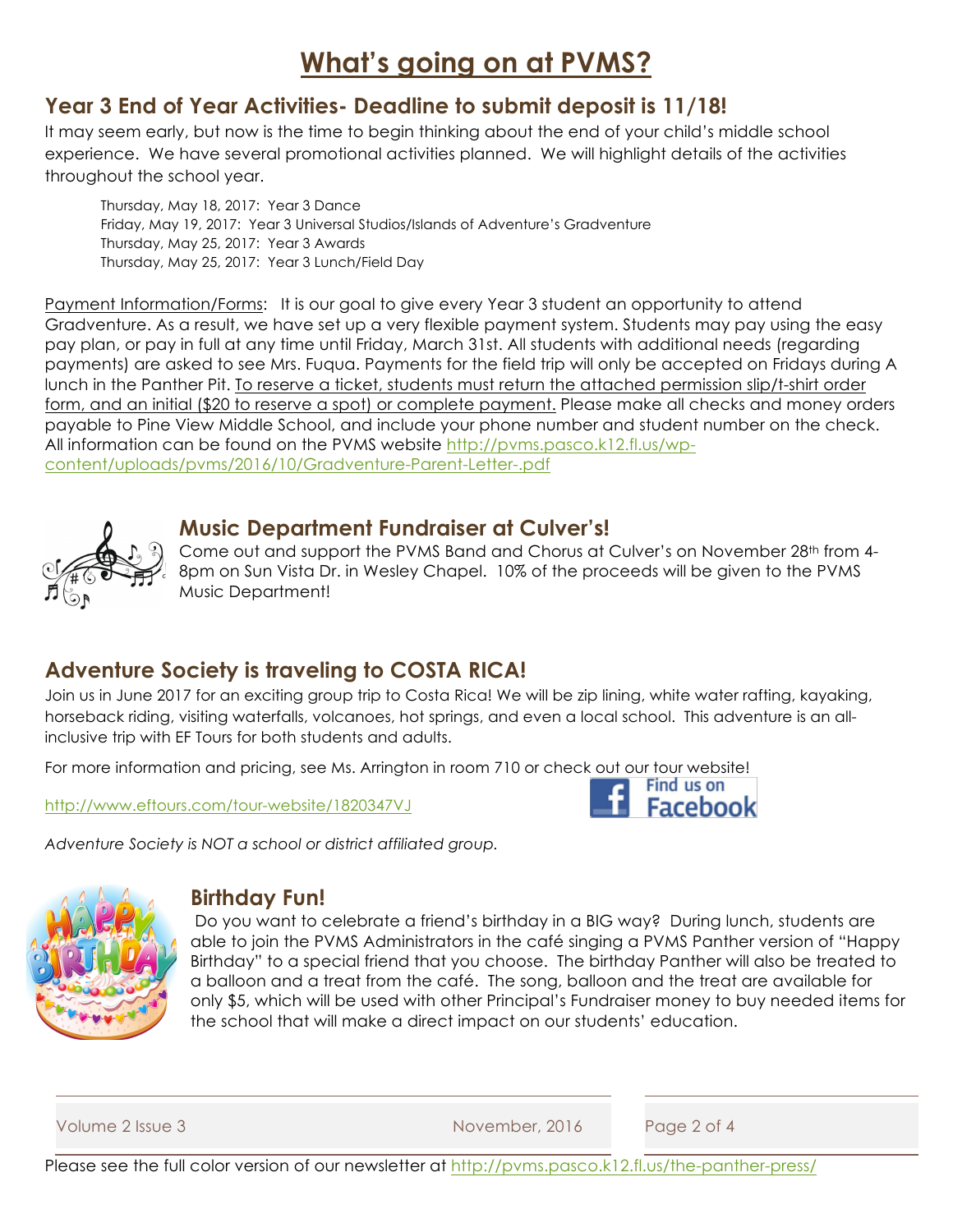# What's going on at PVMS?

## Year 3 End of Year Activities- Deadline to submit deposit is 11/18!

It may seem early, but now is the time to begin thinking about the end of your child's middle school experience. We have several promotional activities planned. We will highlight details of the activities throughout the school year.

Thursday, May 18, 2017: Year 3 Dance
Friday, May 19, 2017: Year 3 Universal Studios/Islands of Adventure's Gradventure
Thursday, May 25, 2017: Year 3 Awards
Thursday, May 25, 2017: Year 3 Lunch/Field Day

Payment Information/Forms: It is our goal to give every Year 3 student an opportunity to attend Gradventure. As a result, we have set up a very flexible payment system. Students may pay using the easy pay plan, or pay in full at any time until Friday, March 31st. All students with additional needs (regarding payments) are asked to see Mrs. Fuqua. Payments for the field trip will only be accepted on Fridays during A lunch in the Panther Pit. To reserve a ticket, students must return the attached permission slip/t-shirt order form, and an initial ($20 to reserve a spot) or complete payment. Please make all checks and money orders payable to Pine View Middle School, and include your phone number and student number on the check. All information can be found on the PVMS website http://pvms.pasco.k12.fl.us/wp-content/uploads/pvms/2016/10/Gradventure-Parent-Letter-.pdf

## Music Department Fundraiser at Culver's!

Come out and support the PVMS Band and Chorus at Culver's on November 28th from 4-8pm on Sun Vista Dr. in Wesley Chapel. 10% of the proceeds will be given to the PVMS Music Department!

## Adventure Society is traveling to COSTA RICA!

Join us in June 2017 for an exciting group trip to Costa Rica! We will be zip lining, white water rafting, kayaking, horseback riding, visiting waterfalls, volcanoes, hot springs, and even a local school. This adventure is an all-inclusive trip with EF Tours for both students and adults.

For more information and pricing, see Ms. Arrington in room 710 or check out our tour website!

http://www.eftours.com/tour-website/1820347VJ

Find us on Facebook

*Adventure Society is NOT a school or district affiliated group.*

## Birthday Fun!

Do you want to celebrate a friend's birthday in a BIG way? During lunch, students are able to join the PVMS Administrators in the café singing a PVMS Panther version of "Happy Birthday" to a special friend that you choose. The birthday Panther will also be treated to a balloon and a treat from the café. The song, balloon and the treat are available for only $5, which will be used with other Principal's Fundraiser money to buy needed items for the school that will make a direct impact on our students' education.

Please see the full color version of our newsletter at http://pvms.pasco.k12.fl.us/the-panther-press/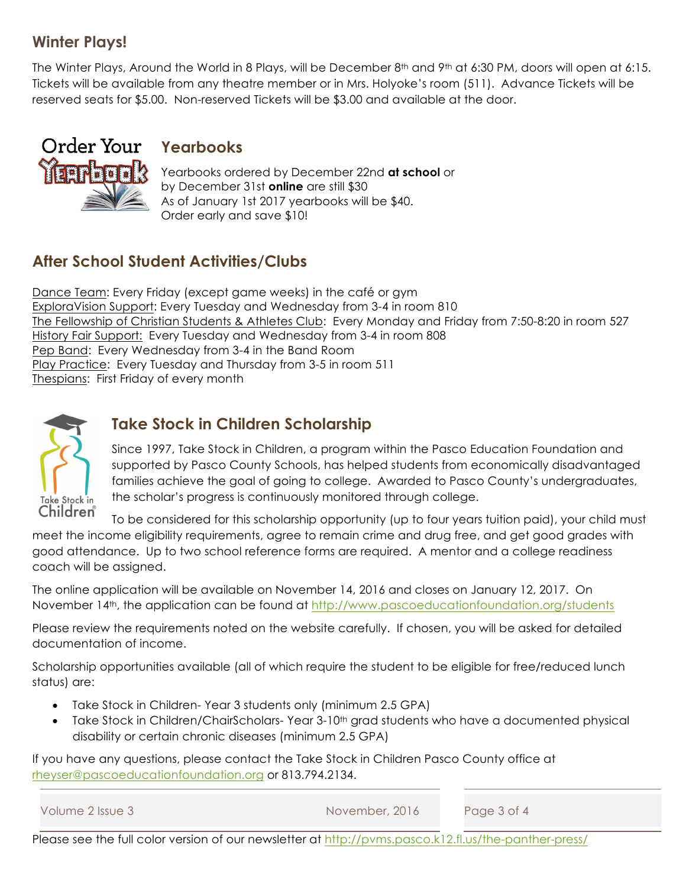## Winter Plays!

The Winter Plays, Around the World in 8 Plays, will be December 8th and 9th at 6:30 PM, doors will open at 6:15. Tickets will be available from any theatre member or in Mrs. Holyoke's room (511). Advance Tickets will be reserved seats for $5.00. Non-reserved Tickets will be $3.00 and available at the door.

## Yearbooks

Yearbooks ordered by December 22nd **at school** or by December 31st **online** are still $30
As of January 1st 2017 yearbooks will be $40.
Order early and save $10!

## After School Student Activities/Clubs

Dance Team: Every Friday (except game weeks) in the café or gym
ExploraVision Support: Every Tuesday and Wednesday from 3-4 in room 810
The Fellowship of Christian Students & Athletes Club: Every Monday and Friday from 7:50-8:20 in room 527
History Fair Support: Every Tuesday and Wednesday from 3-4 in room 808
Pep Band: Every Wednesday from 3-4 in the Band Room
Play Practice: Every Tuesday and Thursday from 3-5 in room 511
Thespians: First Friday of every month

## Take Stock in Children Scholarship

Since 1997, Take Stock in Children, a program within the Pasco Education Foundation and supported by Pasco County Schools, has helped students from economically disadvantaged families achieve the goal of going to college. Awarded to Pasco County's undergraduates, the scholar's progress is continuously monitored through college.

To be considered for this scholarship opportunity (up to four years tuition paid), your child must meet the income eligibility requirements, agree to remain crime and drug free, and get good grades with good attendance. Up to two school reference forms are required. A mentor and a college readiness coach will be assigned.

The online application will be available on November 14, 2016 and closes on January 12, 2017. On November 14th, the application can be found at http://www.pascoeducationfoundation.org/students

Please review the requirements noted on the website carefully. If chosen, you will be asked for detailed documentation of income.

Scholarship opportunities available (all of which require the student to be eligible for free/reduced lunch status) are:

- Take Stock in Children- Year 3 students only (minimum 2.5 GPA)
- Take Stock in Children/ChairScholars- Year 3-10th grad students who have a documented physical disability or certain chronic diseases (minimum 2.5 GPA)

If you have any questions, please contact the Take Stock in Children Pasco County office at rheyser@pascoeducationfoundation.org or 813.794.2134.

Please see the full color version of our newsletter at http://pvms.pasco.k12.fl.us/the-panther-press/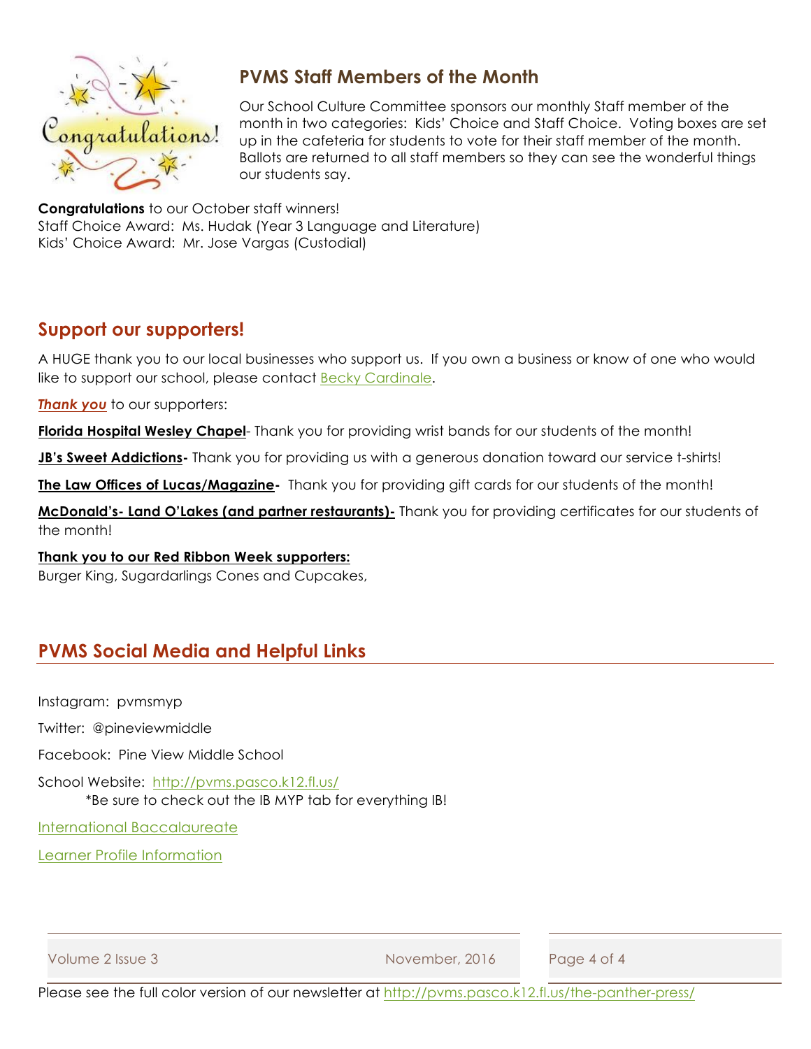## PVMS Staff Members of the Month

Our School Culture Committee sponsors our monthly Staff member of the month in two categories: Kids' Choice and Staff Choice. Voting boxes are set up in the cafeteria for students to vote for their staff member of the month. Ballots are returned to all staff members so they can see the wonderful things our students say.

**Congratulations** to our October staff winners!
Staff Choice Award: Ms. Hudak (Year 3 Language and Literature)
Kids' Choice Award: Mr. Jose Vargas (Custodial)

## Support our supporters!

A HUGE thank you to our local businesses who support us. If you own a business or know of one who would like to support our school, please contact Becky Cardinale.

***Thank you*** to our supporters:

**Florida Hospital Wesley Chapel**- Thank you for providing wrist bands for our students of the month!

**JB's Sweet Addictions-** Thank you for providing us with a generous donation toward our service t-shirts!

**The Law Offices of Lucas/Magazine-** Thank you for providing gift cards for our students of the month!

**McDonald's- Land O'Lakes (and partner restaurants)-** Thank you for providing certificates for our students of the month!

**Thank you to our Red Ribbon Week supporters:**
Burger King, Sugardarlings Cones and Cupcakes,

## PVMS Social Media and Helpful Links

Instagram: pvmsmyp

Twitter: @pineviewmiddle

Facebook: Pine View Middle School

School Website: http://pvms.pasco.k12.fl.us/
*Be sure to check out the IB MYP tab for everything IB!

International Baccalaureate

Learner Profile Information

Please see the full color version of our newsletter at http://pvms.pasco.k12.fl.us/the-panther-press/